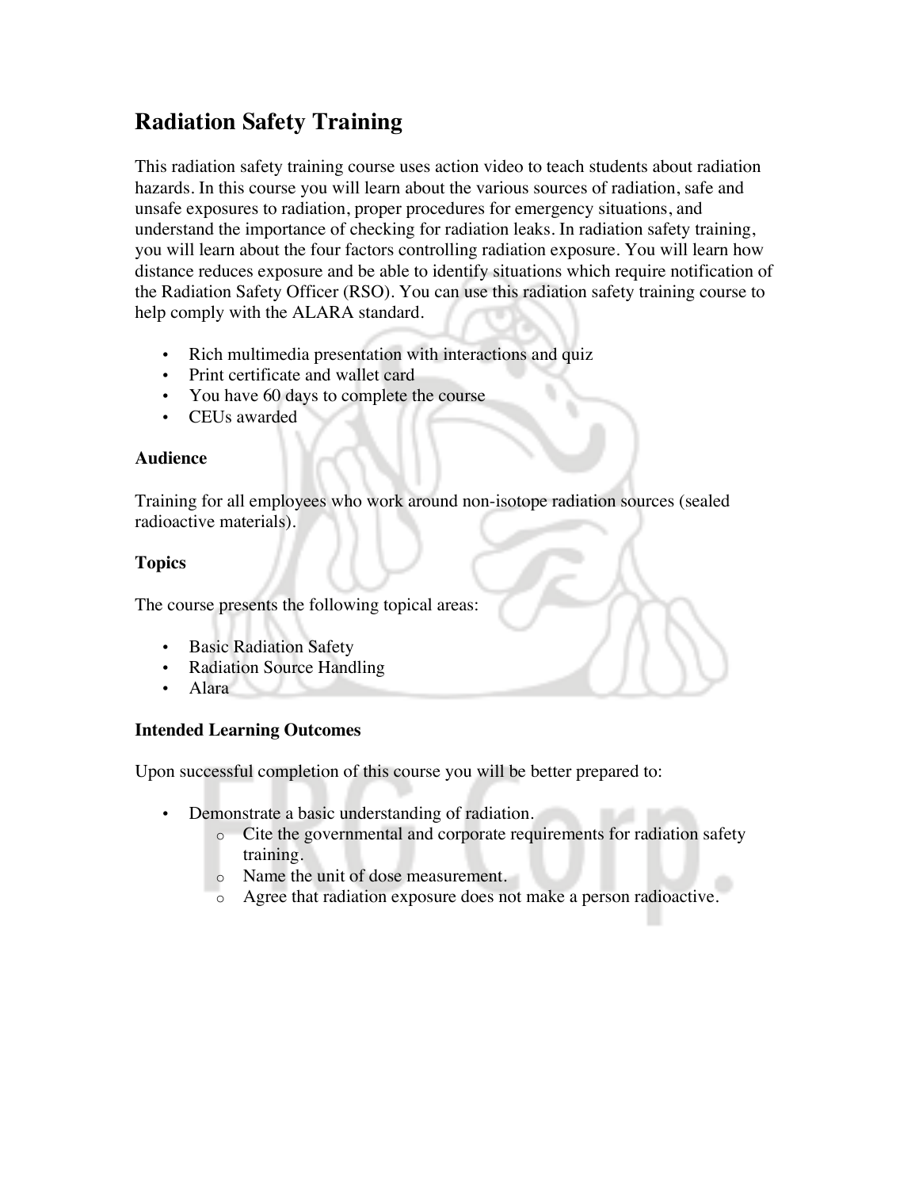# Radiation Safety Training

This radiation safety training course uses action video to teach students about radiation hazards. In this course you will learn about the various sources of radiation, safe and unsafe exposures to radiation, proper procedures for emergency situations, and understand the importance of checking for radiation leaks. In radiation safety training, you will learn about the four factors controlling radiation exposure. You will learn how distance reduces exposure and be able to identify situations which require notification of the Radiation Safety Officer (RSO). You can use this radiation safety training course to help comply with the ALARA standard.

- Rich multimedia presentation with interactions and quiz
- Print certificate and wallet card
- You have 60 days to complete the course
- CEUs awarded

### Audience

Training for all employees who work around non-isotope radiation sources (sealed radioactive materials).

### Topics

The course presents the following topical areas:

- Basic Radiation Safety
- Radiation Source Handling
- Alara

### Intended Learning Outcomes

Upon successful completion of this course you will be better prepared to:

- Demonstrate a basic understanding of radiation.
    - Cite the governmental and corporate requirements for radiation safety training.
    - Name the unit of dose measurement.
    - Agree that radiation exposure does not make a person radioactive.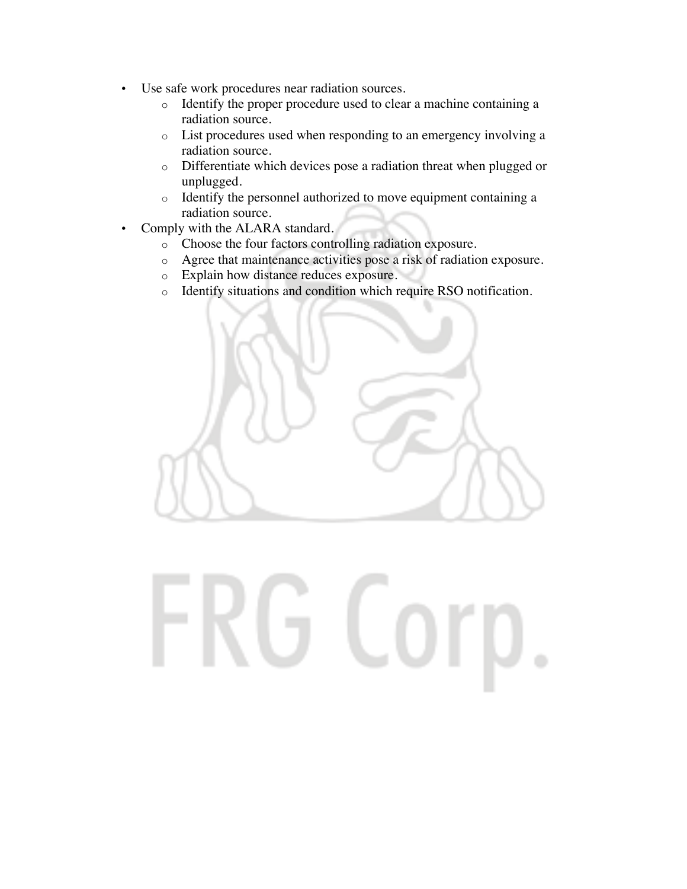- Use safe work procedures near radiation sources.
  - Identify the proper procedure used to clear a machine containing a radiation source.
  - List procedures used when responding to an emergency involving a radiation source.
  - Differentiate which devices pose a radiation threat when plugged or unplugged.
  - Identify the personnel authorized to move equipment containing a radiation source.
- Comply with the ALARA standard.
  - Choose the four factors controlling radiation exposure.
  - Agree that maintenance activities pose a risk of radiation exposure.
  - Explain how distance reduces exposure.
  - Identify situations and condition which require RSO notification.